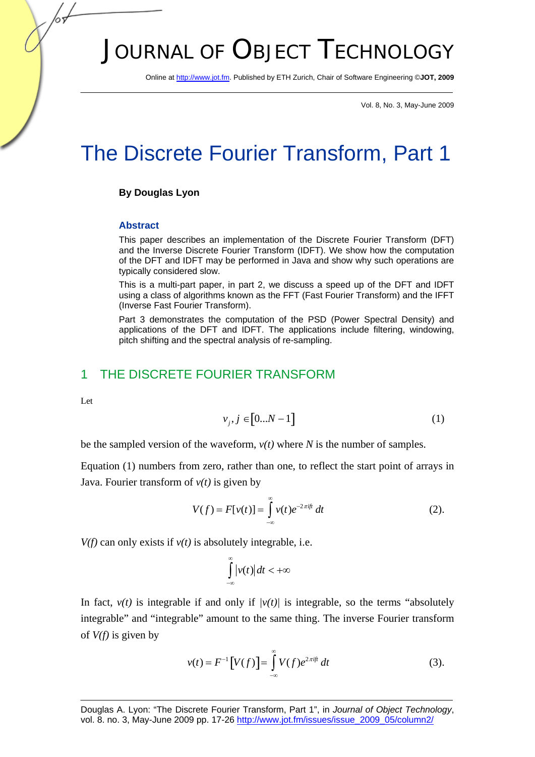# Journal of Object Technology

Online at http://www.jot.fm. Published by ETH Zurich, Chair of Software Engineering ©**JOT, 2009**

Vol. 8, No. 3, May-June 2009

# The Discrete Fourier Transform, Part 1

**By Douglas Lyon**

### Abstract

This paper describes an implementation of the Discrete Fourier Transform (DFT) and the Inverse Discrete Fourier Transform (IDFT). We show how the computation of the DFT and IDFT may be performed in Java and show why such operations are typically considered slow.

This is a multi-part paper, in part 2, we discuss a speed up of the DFT and IDFT using a class of algorithms known as the FFT (Fast Fourier Transform) and the IFFT (Inverse Fast Fourier Transform).

Part 3 demonstrates the computation of the PSD (Power Spectral Density) and applications of the DFT and IDFT. The applications include filtering, windowing, pitch shifting and the spectral analysis of re-sampling.

## 1 THE DISCRETE FOURIER TRANSFORM

Let

$$v_j, j \in [0...N-1] \tag{1}$$

be the sampled version of the waveform, *v(t)* where *N* is the number of samples.

Equation (1) numbers from zero, rather than one, to reflect the start point of arrays in Java. Fourier transform of *v(t)* is given by

$$V(f) = F[v(t)] = \int_{-\infty}^{\infty} v(t) e^{-2\pi i f t}\, dt \tag{2}.$$

*V(f)* can only exists if *v(t)* is absolutely integrable, i.e.

$$\int_{-\infty}^{\infty} |v(t)|\, dt < +\infty$$

In fact, *v(t)* is integrable if and only if *|v(t)|* is integrable, so the terms "absolutely integrable" and "integrable" amount to the same thing. The inverse Fourier transform of *V(f)* is given by

$$v(t) = F^{-1}[V(f)] = \int_{-\infty}^{\infty} V(f) e^{2\pi i f t}\, dt \tag{3}.$$

Douglas A. Lyon: "The Discrete Fourier Transform, Part 1", in *Journal of Object Technology*, vol. 8. no. 3, May-June 2009 pp. 17-26 http://www.jot.fm/issues/issue_2009_05/column2/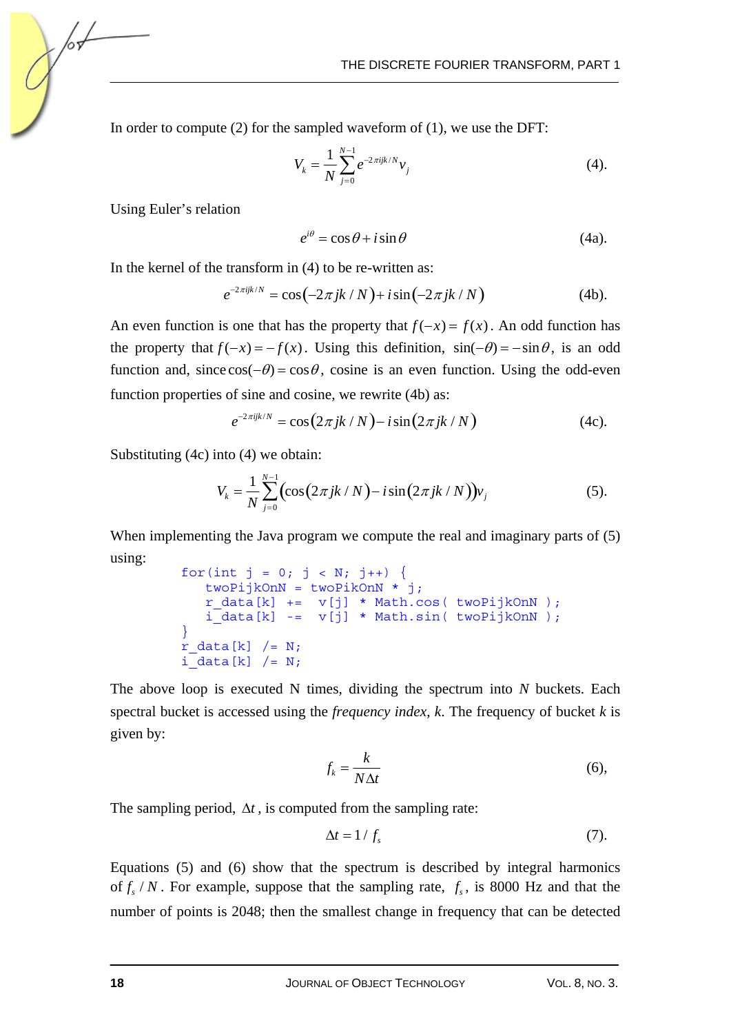In order to compute (2) for the sampled waveform of (1), we use the DFT:

$$V_k = \frac{1}{N}\sum_{j=0}^{N-1} e^{-2\pi ijk/N} v_j \tag{4}$$

Using Euler's relation

$$e^{i\theta} = \cos\theta + i\sin\theta \tag{4a}$$

In the kernel of the transform in (4) to be re-written as:

$$e^{-2\pi ijk/N} = \cos(-2\pi jk/N) + i\sin(-2\pi jk/N) \tag{4b}$$

An even function is one that has the property that $f(-x) = f(x)$. An odd function has the property that $f(-x) = -f(x)$. Using this definition, $\sin(-\theta) = -\sin\theta$, is an odd function and, since $\cos(-\theta) = \cos\theta$, cosine is an even function. Using the odd-even function properties of sine and cosine, we rewrite (4b) as:

$$e^{-2\pi ijk/N} = \cos(2\pi jk/N) - i\sin(2\pi jk/N) \tag{4c}$$

Substituting (4c) into (4) we obtain:

$$V_k = \frac{1}{N}\sum_{j=0}^{N-1} \left(\cos(2\pi jk/N) - i\sin(2\pi jk/N)\right) v_j \tag{5}$$

When implementing the Java program we compute the real and imaginary parts of (5) using:

```
for(int j = 0; j < N; j++) {
    twoPijkOnN = twoPikOnN * j;
    r_data[k] +=  v[j] * Math.cos( twoPijkOnN );
    i_data[k] -=  v[j] * Math.sin( twoPijkOnN );
}
r_data[k] /= N;
i_data[k] /= N;
```

The above loop is executed N times, dividing the spectrum into $N$ buckets. Each spectral bucket is accessed using the *frequency index*, $k$. The frequency of bucket $k$ is given by:

$$f_k = \frac{k}{N\Delta t} \tag{6}$$

The sampling period, $\Delta t$, is computed from the sampling rate:

$$\Delta t = 1/f_s \tag{7}$$

Equations (5) and (6) show that the spectrum is described by integral harmonics of $f_s/N$. For example, suppose that the sampling rate, $f_s$, is 8000 Hz and that the number of points is 2048; then the smallest change in frequency that can be detected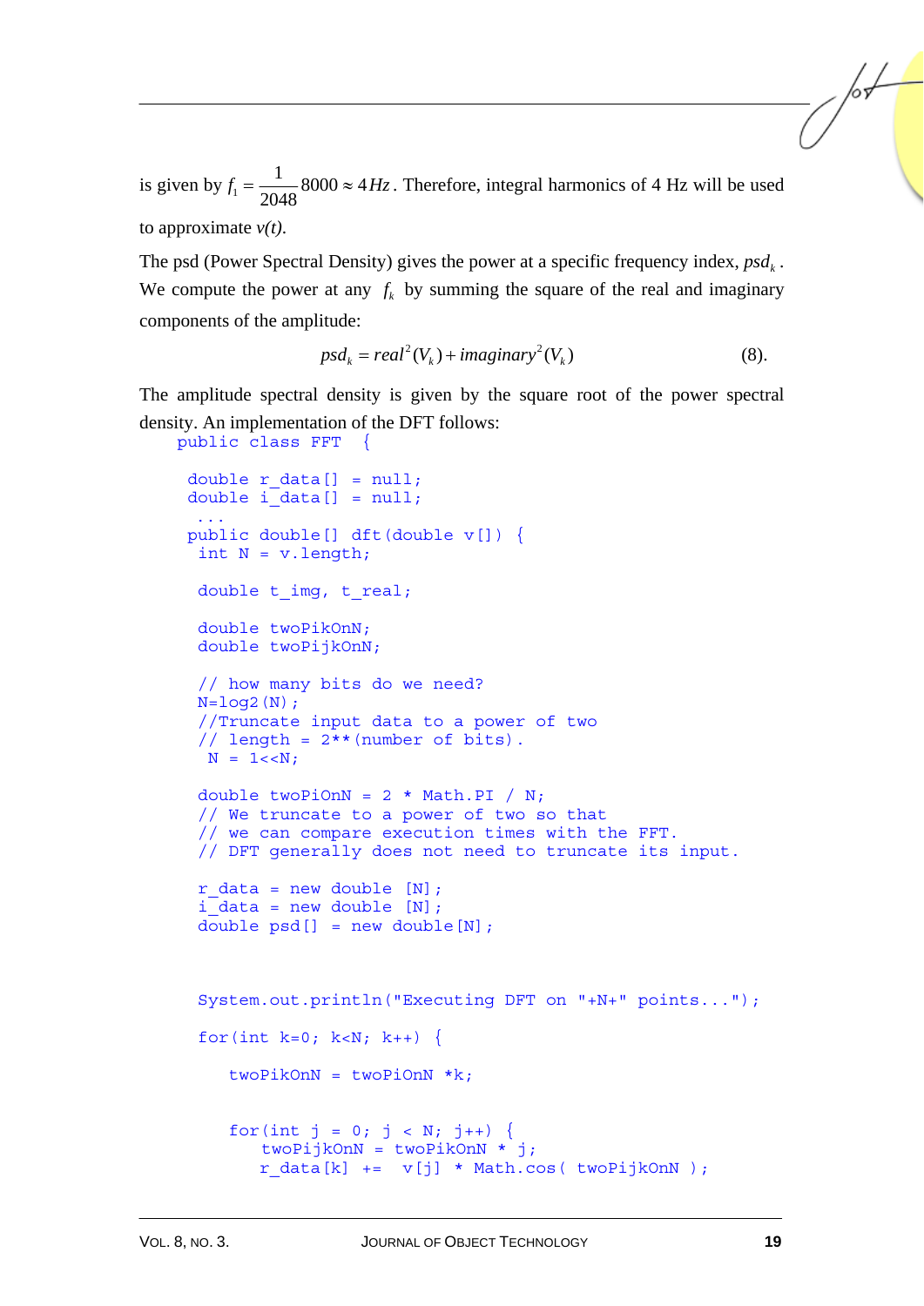is given by $f_1 = \frac{1}{2048}8000 \approx 4Hz$. Therefore, integral harmonics of 4 Hz will be used to approximate *v(t)*.

The psd (Power Spectral Density) gives the power at a specific frequency index, $psd_k$. We compute the power at any $f_k$ by summing the square of the real and imaginary components of the amplitude:

$$psd_k = real^2(V_k) + imaginary^2(V_k) \quad (8).$$

The amplitude spectral density is given by the square root of the power spectral density. An implementation of the DFT follows:

```
public class FFT  {

  double r_data[]  = null;
  double i_data[]  = null;
   ...
  public double[] dft(double v[]) {
   int N = v.length;

   double t_img, t_real;

   double twoPikOnN;
   double twoPijkOnN;

   // how many bits do we need?
   N=log2(N);
   //Truncate input data to a power of two
   // length = 2**(number of bits).
    N = 1<<N;

   double twoPiOnN = 2 * Math.PI / N;
   // We truncate to a power of two so that
   // we can compare execution times with the FFT.
   // DFT generally does not need to truncate its input.

   r_data = new double [N];
   i_data = new double [N];
   double psd[] = new double[N];


   System.out.println("Executing DFT on "+N+" points...");

   for(int k=0; k<N; k++) {

      twoPikOnN = twoPiOnN *k;


      for(int j = 0; j < N; j++) {
         twoPijkOnN = twoPikOnN * j;
         r_data[k] +=  v[j] * Math.cos( twoPijkOnN );
```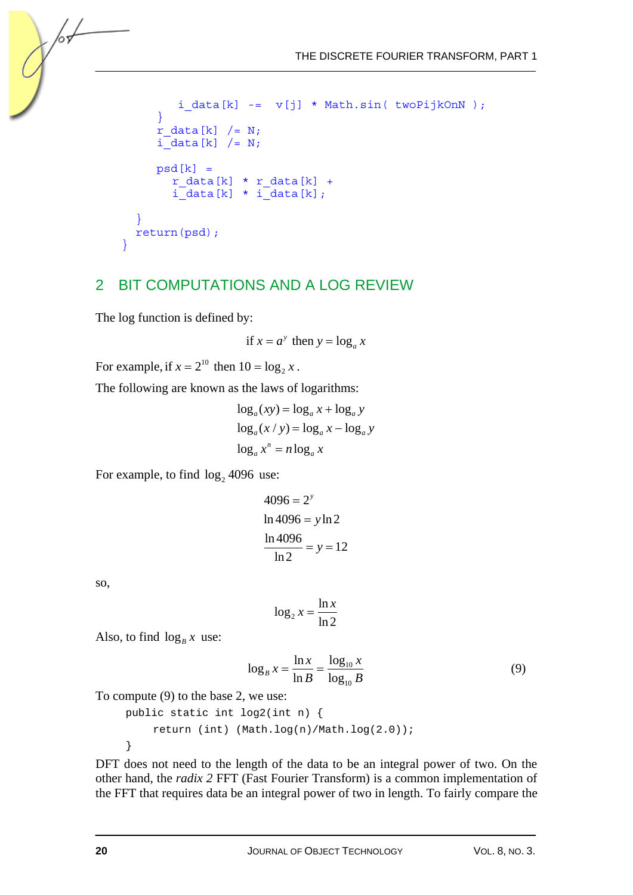```
            i_data[k] -=  v[j] * Math.sin( twoPijkOnN );
        }
        r_data[k] /= N;
        i_data[k] /= N;

        psd[k]  =
          r_data[k] * r_data[k] +
          i_data[k] * i_data[k];

    }
    return(psd);
  }
```

## 2 BIT COMPUTATIONS AND A LOG REVIEW

The log function is defined by:

$$\text{if } x = a^y \text{ then } y = \log_a x$$

For example, if $x = 2^{10}$ then $10 = \log_2 x$.

The following are known as the laws of logarithms:

$$\log_a(xy) = \log_a x + \log_a y$$
$$\log_a(x/y) = \log_a x - \log_a y$$
$$\log_a x^n = n \log_a x$$

For example, to find $\log_2 4096$ use:

$$4096 = 2^y$$
$$\ln 4096 = y \ln 2$$
$$\frac{\ln 4096}{\ln 2} = y = 12$$

so,

$$\log_2 x = \frac{\ln x}{\ln 2}$$

Also, to find $\log_B x$ use:

$$\log_B x = \frac{\ln x}{\ln B} = \frac{\log_{10} x}{\log_{10} B} \tag{9}$$

To compute (9) to the base 2, we use:

```
public static int log2(int n) {
    return (int) (Math.log(n)/Math.log(2.0));
}
```

DFT does not need to the length of the data to be an integral power of two. On the other hand, the *radix 2* FFT (Fast Fourier Transform) is a common implementation of the FFT that requires data be an integral power of two in length. To fairly compare the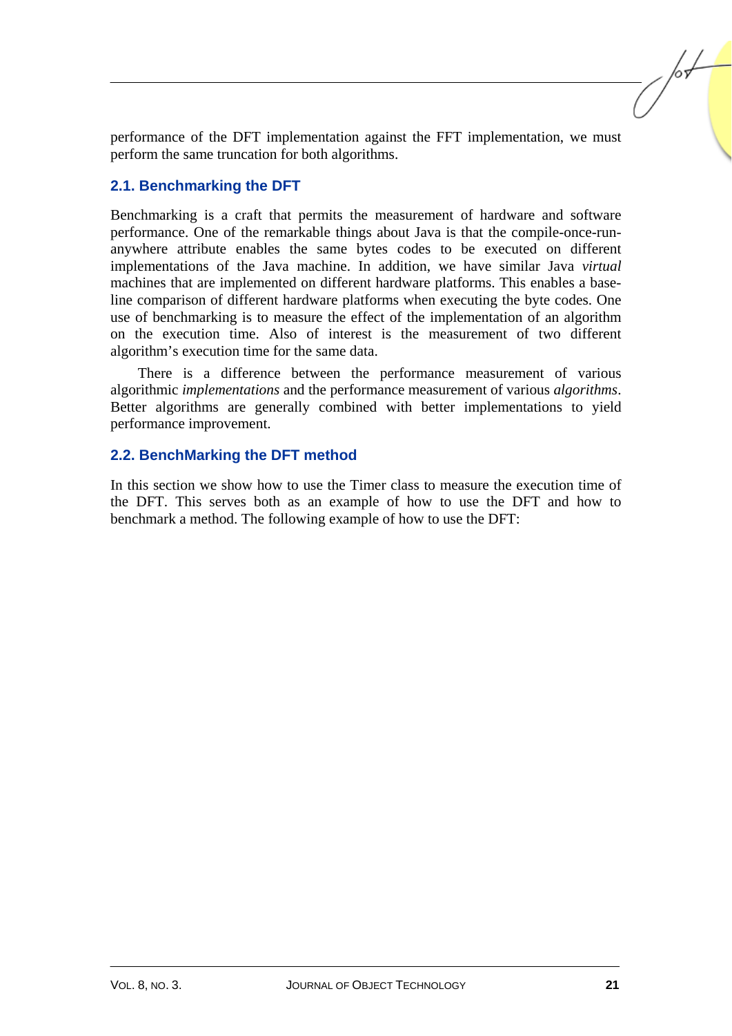performance of the DFT implementation against the FFT implementation, we must perform the same truncation for both algorithms.

### 2.1. Benchmarking the DFT

Benchmarking is a craft that permits the measurement of hardware and software performance. One of the remarkable things about Java is that the compile-once-run-anywhere attribute enables the same bytes codes to be executed on different implementations of the Java machine. In addition, we have similar Java *virtual* machines that are implemented on different hardware platforms. This enables a base-line comparison of different hardware platforms when executing the byte codes. One use of benchmarking is to measure the effect of the implementation of an algorithm on the execution time. Also of interest is the measurement of two different algorithm's execution time for the same data.

There is a difference between the performance measurement of various algorithmic *implementations* and the performance measurement of various *algorithms*. Better algorithms are generally combined with better implementations to yield performance improvement.

### 2.2. BenchMarking the DFT method

In this section we show how to use the Timer class to measure the execution time of the DFT. This serves both as an example of how to use the DFT and how to benchmark a method. The following example of how to use the DFT: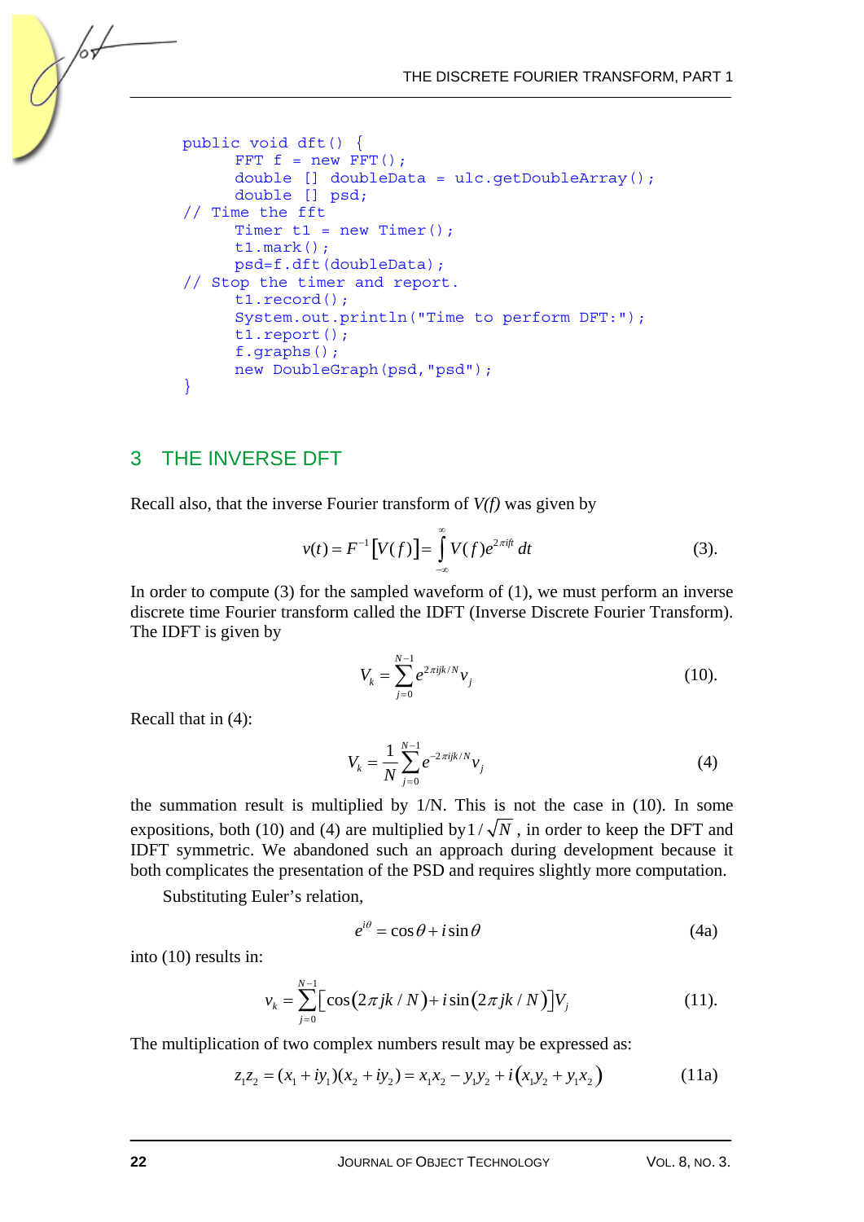```
public void dft() {
      FFT f = new FFT();
      double [] doubleData = ulc.getDoubleArray();
      double [] psd;
// Time the fft
      Timer t1 = new Timer();
      t1.mark();
      psd=f.dft(doubleData);
// Stop the timer and report.
      t1.record();
      System.out.println("Time to perform DFT:");
      t1.report();
      f.graphs();
      new DoubleGraph(psd,"psd");
}
```

## 3 THE INVERSE DFT

Recall also, that the inverse Fourier transform of *V(f)* was given by

$$v(t) = F^{-1}\left[V(f)\right] = \int_{-\infty}^{\infty} V(f) e^{2\pi i f t}\, dt \qquad (3).$$

In order to compute (3) for the sampled waveform of (1), we must perform an inverse discrete time Fourier transform called the IDFT (Inverse Discrete Fourier Transform). The IDFT is given by

$$V_k = \sum_{j=0}^{N-1} e^{2\pi i jk/N} v_j \qquad (10).$$

Recall that in (4):

$$V_k = \frac{1}{N} \sum_{j=0}^{N-1} e^{-2\pi i jk/N} v_j \qquad (4)$$

the summation result is multiplied by 1/N. This is not the case in (10). In some expositions, both (10) and (4) are multiplied by $1/\sqrt{N}$ , in order to keep the DFT and IDFT symmetric. We abandoned such an approach during development because it both complicates the presentation of the PSD and requires slightly more computation.

Substituting Euler's relation,

$$e^{i\theta} = \cos\theta + i\sin\theta \qquad (4a)$$

into (10) results in:

$$v_k = \sum_{j=0}^{N-1} \left[\cos\left(2\pi jk/N\right) + i\sin\left(2\pi jk/N\right)\right] V_j \qquad (11).$$

The multiplication of two complex numbers result may be expressed as:

$$z_1 z_2 = (x_1 + iy_1)(x_2 + iy_2) = x_1 x_2 - y_1 y_2 + i\left(x_1 y_2 + y_1 x_2\right) \qquad (11a)$$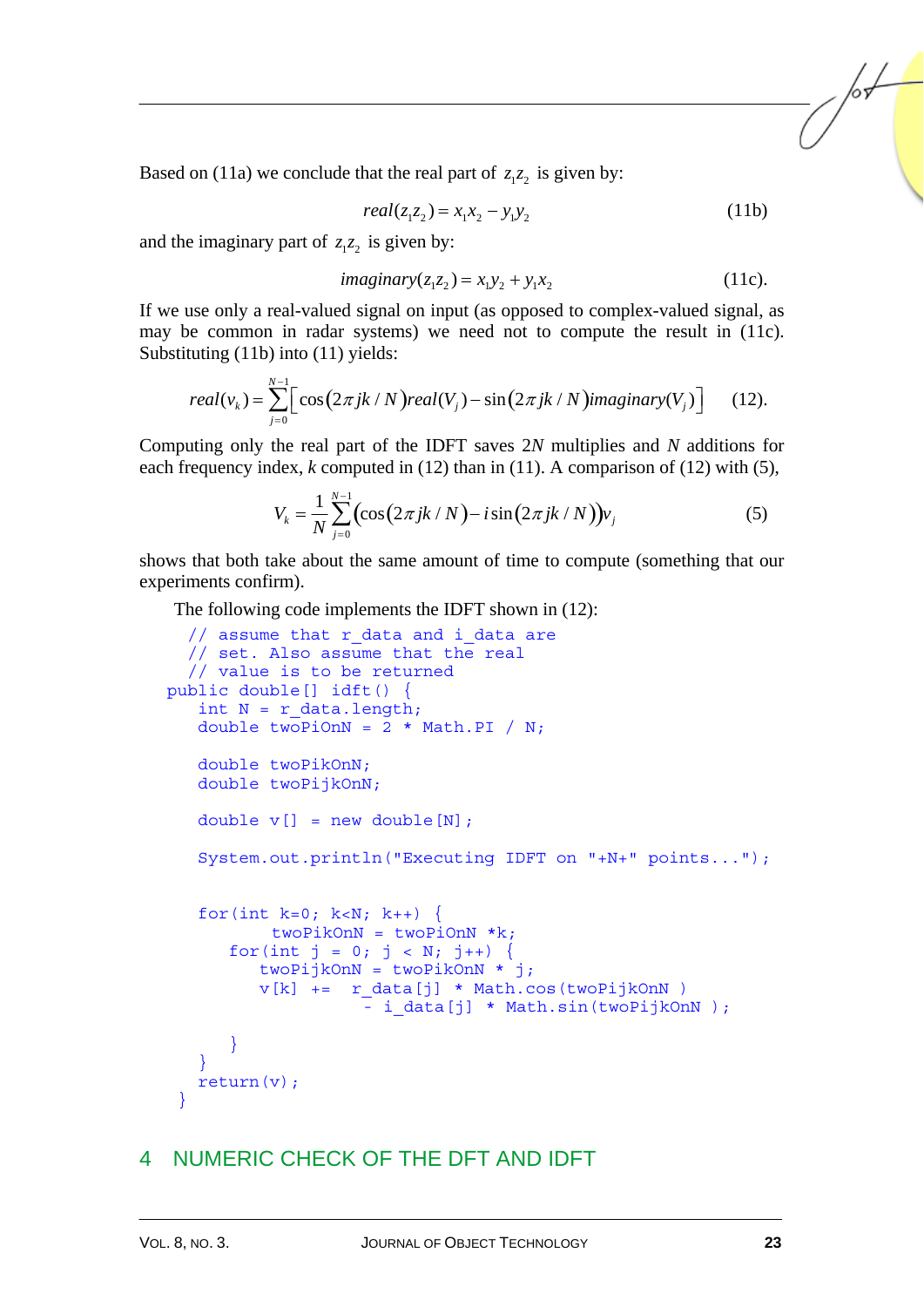Based on (11a) we conclude that the real part of $z_1 z_2$ is given by:

$$real(z_1 z_2) = x_1 x_2 - y_1 y_2 \tag{11b}$$

and the imaginary part of $z_1 z_2$ is given by:

$$imaginary(z_1 z_2) = x_1 y_2 + y_1 x_2 \tag{11c}$$

If we use only a real-valued signal on input (as opposed to complex-valued signal, as may be common in radar systems) we need not to compute the result in (11c). Substituting (11b) into (11) yields:

$$real(v_k) = \sum_{j=0}^{N-1} \left[ \cos(2\pi jk / N) real(V_j) - \sin(2\pi jk / N) imaginary(V_j) \right] \tag{12}$$

Computing only the real part of the IDFT saves $2N$ multiples and $N$ additions for each frequency index, $k$ computed in (12) than in (11). A comparison of (12) with (5),

$$V_k = \frac{1}{N} \sum_{j=0}^{N-1} \left( \cos(2\pi jk / N) - i \sin(2\pi jk / N) \right) v_j \tag{5}$$

shows that both take about the same amount of time to compute (something that our experiments confirm).

The following code implements the IDFT shown in (12):

```
  // assume that r_data and i_data are
  // set. Also assume that the real
  // value is to be returned
public double[] idft() {
    int N = r_data.length;
    double twoPiOnN = 2 * Math.PI / N;

    double twoPikOnN;
    double twoPijkOnN;

    double v[] = new double[N];

    System.out.println("Executing IDFT on "+N+" points...");


    for(int k=0; k<N; k++) {
           twoPikOnN = twoPiOnN *k;
        for(int j = 0; j < N; j++) {
          twoPijkOnN = twoPikOnN * j;
          v[k] +=  r_data[j] * Math.cos(twoPijkOnN )
                   - i_data[j] * Math.sin(twoPijkOnN );

        }
    }
    return(v);
 }
```

## 4 NUMERIC CHECK OF THE DFT AND IDFT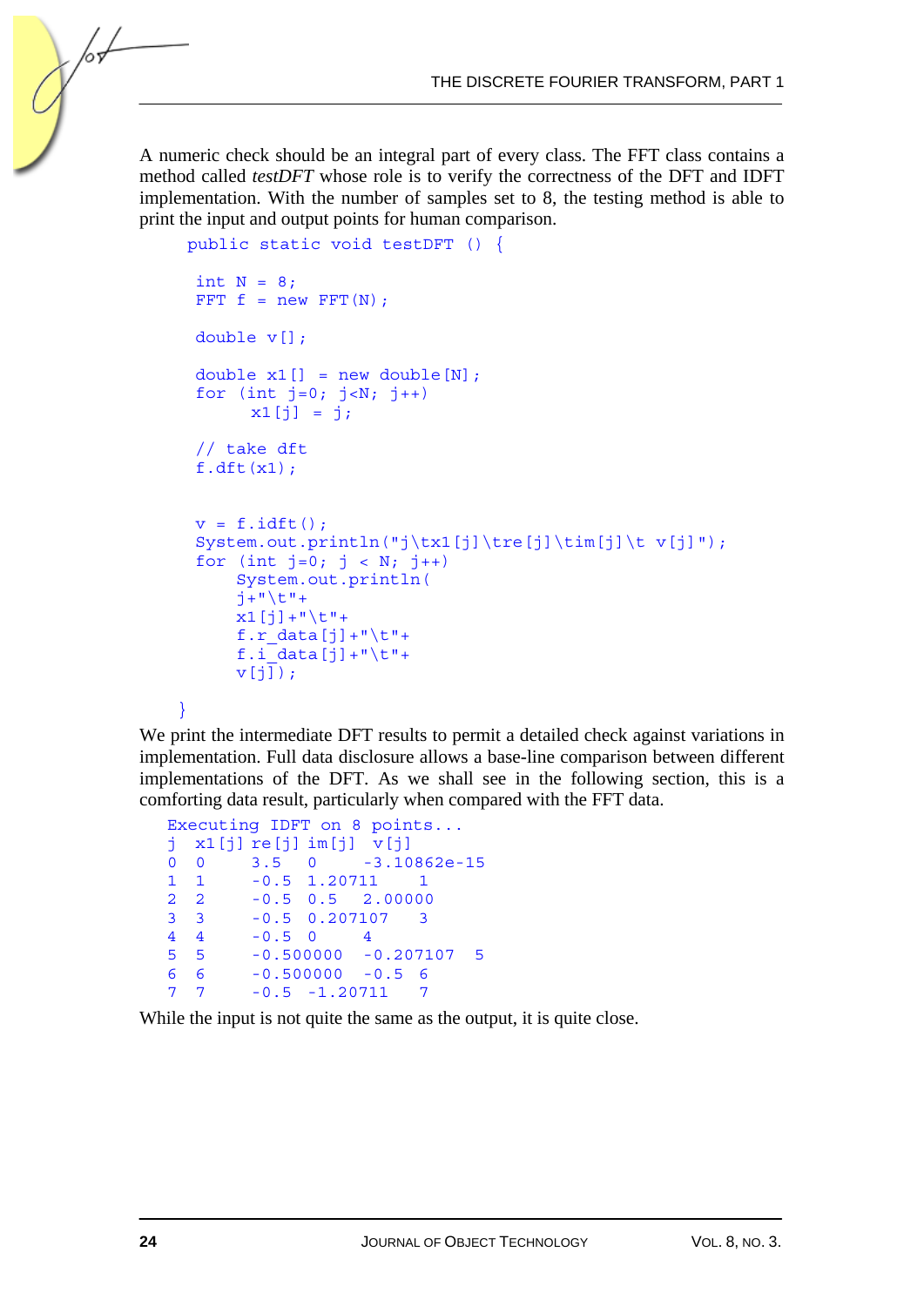A numeric check should be an integral part of every class. The FFT class contains a method called *testDFT* whose role is to verify the correctness of the DFT and IDFT implementation. With the number of samples set to 8, the testing method is able to print the input and output points for human comparison.

```
public static void testDFT () {

  int N = 8;
  FFT f = new FFT(N);

  double v[];

  double x1[] = new double[N];
  for (int j=0; j<N; j++)
        x1[j] = j;

  // take dft
  f.dft(x1);


  v = f.idft();
  System.out.println("j\tx1[j]\tre[j]\tim[j]\t v[j]");
  for (int j=0; j < N; j++)
      System.out.println(
      j+"\t"+
      x1[j]+"\t"+
      f.r_data[j]+"\t"+
      f.i_data[j]+"\t"+
      v[j]);

}
```

We print the intermediate DFT results to permit a detailed check against variations in implementation. Full data disclosure allows a base-line comparison between different implementations of the DFT. As we shall see in the following section, this is a comforting data result, particularly when compared with the FFT data.

```
Executing IDFT on 8 points...
j  x1[j] re[j] im[j]  v[j]
0  0     3.5   0     -3.10862e-15
1  1     -0.5  1.20711     1
2  2     -0.5  0.5   2.00000
3  3     -0.5  0.207107    3
4  4     -0.5  0     4
5  5     -0.500000  -0.207107   5
6  6     -0.500000  -0.5  6
7  7     -0.5  -1.20711    7
```

While the input is not quite the same as the output, it is quite close.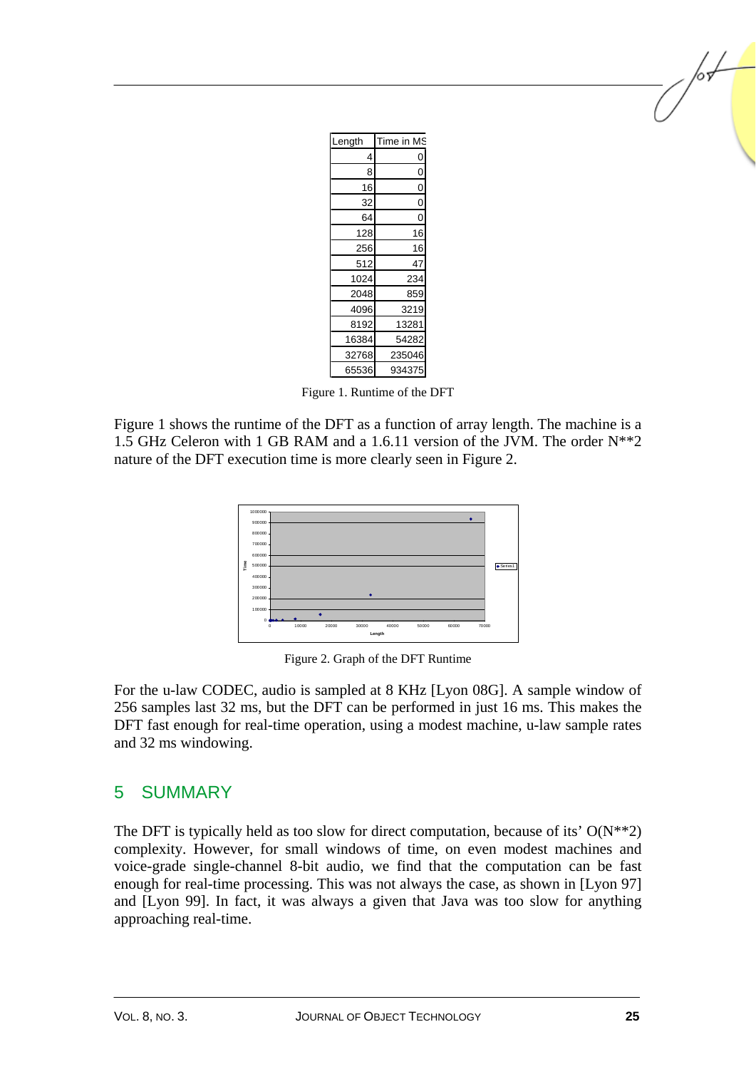| Length | Time in MS |
|---|---|
| 4 | 0 |
| 8 | 0 |
| 16 | 0 |
| 32 | 0 |
| 64 | 0 |
| 128 | 16 |
| 256 | 16 |
| 512 | 47 |
| 1024 | 234 |
| 2048 | 859 |
| 4096 | 3219 |
| 8192 | 13281 |
| 16384 | 54282 |
| 32768 | 235046 |
| 65536 | 934375 |

Figure 1. Runtime of the DFT

Figure 1 shows the runtime of the DFT as a function of array length. The machine is a 1.5 GHz Celeron with 1 GB RAM and a 1.6.11 version of the JVM. The order N**2 nature of the DFT execution time is more clearly seen in Figure 2.

Figure 2. Graph of the DFT Runtime

For the u-law CODEC, audio is sampled at 8 KHz [Lyon 08G]. A sample window of 256 samples last 32 ms, but the DFT can be performed in just 16 ms. This makes the DFT fast enough for real-time operation, using a modest machine, u-law sample rates and 32 ms windowing.

## 5 SUMMARY

The DFT is typically held as too slow for direct computation, because of its' O(N**2) complexity. However, for small windows of time, on even modest machines and voice-grade single-channel 8-bit audio, we find that the computation can be fast enough for real-time processing. This was not always the case, as shown in [Lyon 97] and [Lyon 99]. In fact, it was always a given that Java was too slow for anything approaching real-time.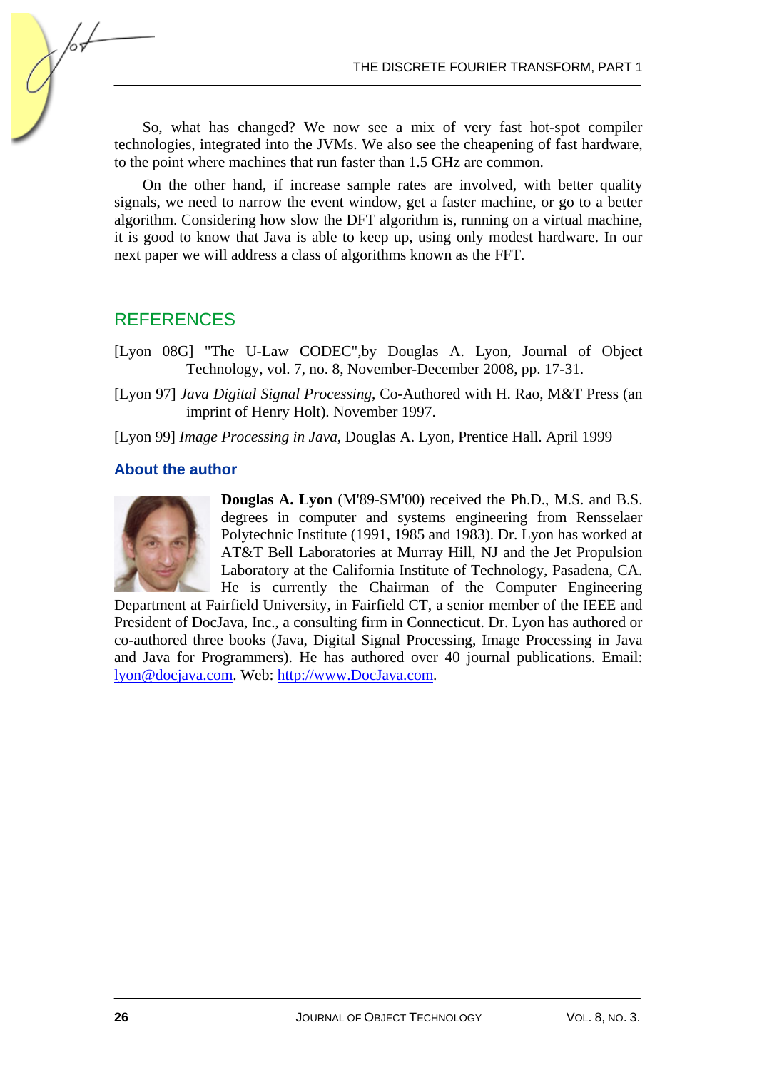So, what has changed? We now see a mix of very fast hot-spot compiler technologies, integrated into the JVMs. We also see the cheapening of fast hardware, to the point where machines that run faster than 1.5 GHz are common.

On the other hand, if increase sample rates are involved, with better quality signals, we need to narrow the event window, get a faster machine, or go to a better algorithm. Considering how slow the DFT algorithm is, running on a virtual machine, it is good to know that Java is able to keep up, using only modest hardware. In our next paper we will address a class of algorithms known as the FFT.

## REFERENCES

[Lyon 08G] "The U-Law CODEC",by Douglas A. Lyon, Journal of Object Technology, vol. 7, no. 8, November-December 2008, pp. 17-31.

[Lyon 97] *Java Digital Signal Processing*, Co-Authored with H. Rao, M&T Press (an imprint of Henry Holt). November 1997.

[Lyon 99] *Image Processing in Java*, Douglas A. Lyon, Prentice Hall. April 1999

### About the author

**Douglas A. Lyon** (M'89-SM'00) received the Ph.D., M.S. and B.S. degrees in computer and systems engineering from Rensselaer Polytechnic Institute (1991, 1985 and 1983). Dr. Lyon has worked at AT&T Bell Laboratories at Murray Hill, NJ and the Jet Propulsion Laboratory at the California Institute of Technology, Pasadena, CA. He is currently the Chairman of the Computer Engineering Department at Fairfield University, in Fairfield CT, a senior member of the IEEE and President of DocJava, Inc., a consulting firm in Connecticut. Dr. Lyon has authored or co-authored three books (Java, Digital Signal Processing, Image Processing in Java and Java for Programmers). He has authored over 40 journal publications. Email: lyon@docjava.com. Web: http://www.DocJava.com.